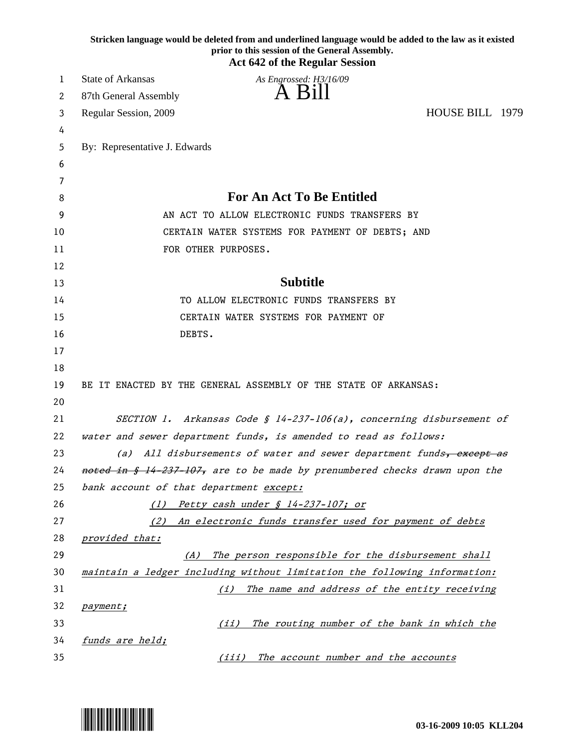**Stricken language would be deleted from and underlined language would be added to the law as it existed prior to this session of the General Assembly.**

**Act 642 of the Regular Session**

State of Arkansas
87th General Assembly
Regular Session, 2009

*As Engrossed: H3/16/09*

# A Bill

HOUSE BILL 1979

By: Representative J. Edwards

## For An Act To Be Entitled

AN ACT TO ALLOW ELECTRONIC FUNDS TRANSFERS BY CERTAIN WATER SYSTEMS FOR PAYMENT OF DEBTS; AND FOR OTHER PURPOSES.

## Subtitle

TO ALLOW ELECTRONIC FUNDS TRANSFERS BY CERTAIN WATER SYSTEMS FOR PAYMENT OF DEBTS.

BE IT ENACTED BY THE GENERAL ASSEMBLY OF THE STATE OF ARKANSAS:

*SECTION 1. Arkansas Code § 14-237-106(a), concerning disbursement of water and sewer department funds, is amended to read as follows:*

*(a) All disbursements of water and sewer department funds~~, except as noted in § 14-237-107,~~ are to be made by prenumbered checks drawn upon the bank account of that department <u>except:</u>*

*<u>(1) Petty cash under § 14-237-107; or</u>*

*<u>(2) An electronic funds transfer used for payment of debts provided that:</u>*

*<u>(A) The person responsible for the disbursement shall maintain a ledger including without limitation the following information:</u>*

*<u>(i) The name and address of the entity receiving payment;</u>*

*<u>(ii) The routing number of the bank in which the funds are held;</u>*

*<u>(iii) The account number and the accounts</u>*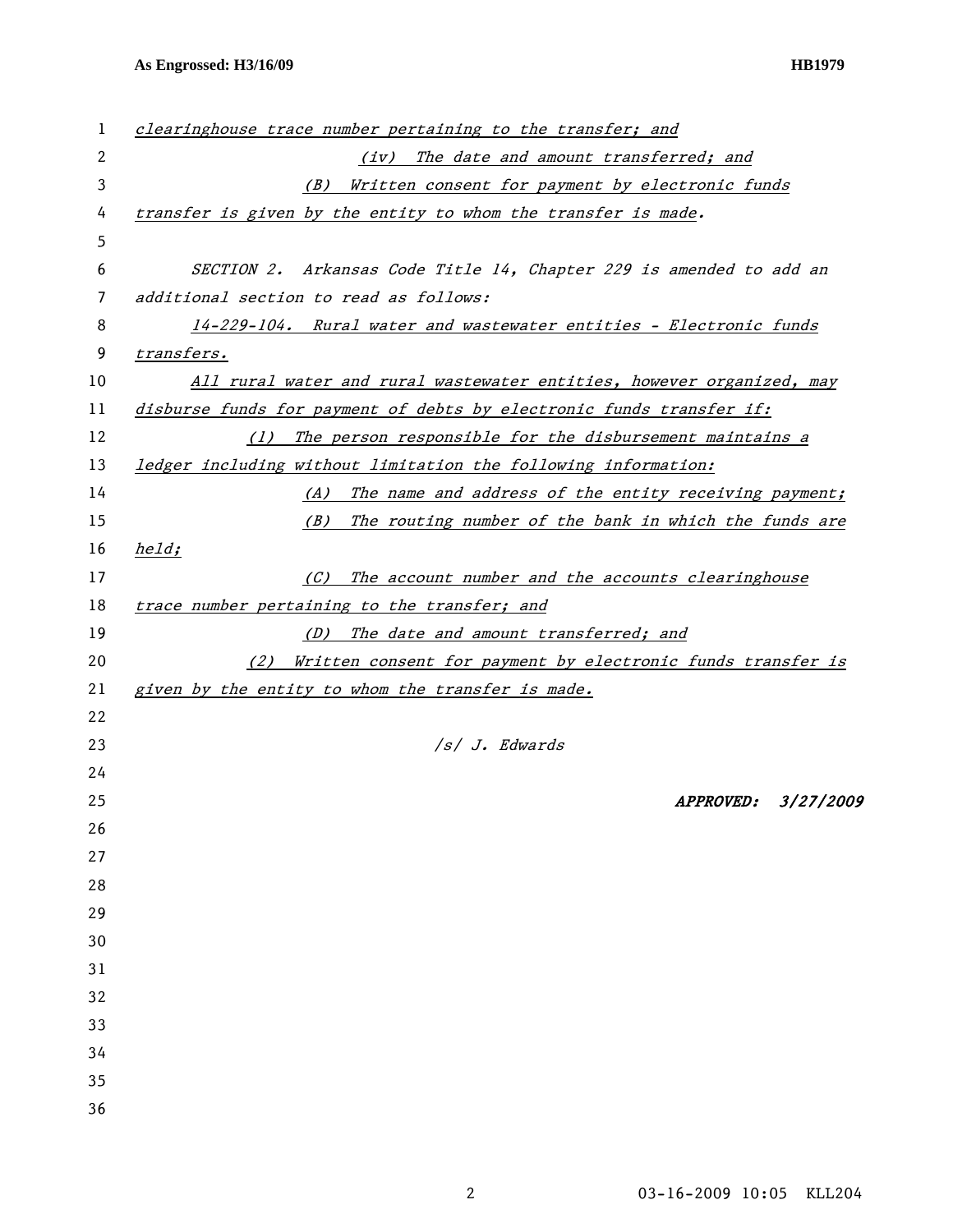*clearinghouse trace number pertaining to the transfer; and*

*(iv) The date and amount transferred; and*

*(B) Written consent for payment by electronic funds transfer is given by the entity to whom the transfer is made.*

*SECTION 2. Arkansas Code Title 14, Chapter 229 is amended to add an additional section to read as follows:*

*14-229-104. Rural water and wastewater entities - Electronic funds transfers.*

*All rural water and rural wastewater entities, however organized, may disburse funds for payment of debts by electronic funds transfer if:*

*(1) The person responsible for the disbursement maintains a ledger including without limitation the following information:*

*(A) The name and address of the entity receiving payment;*

*(B) The routing number of the bank in which the funds are held;*

*(C) The account number and the accounts clearinghouse trace number pertaining to the transfer; and*

*(D) The date and amount transferred; and*

*(2) Written consent for payment by electronic funds transfer is given by the entity to whom the transfer is made.*

/s/ J. Edwards

***APPROVED: 3/27/2009***